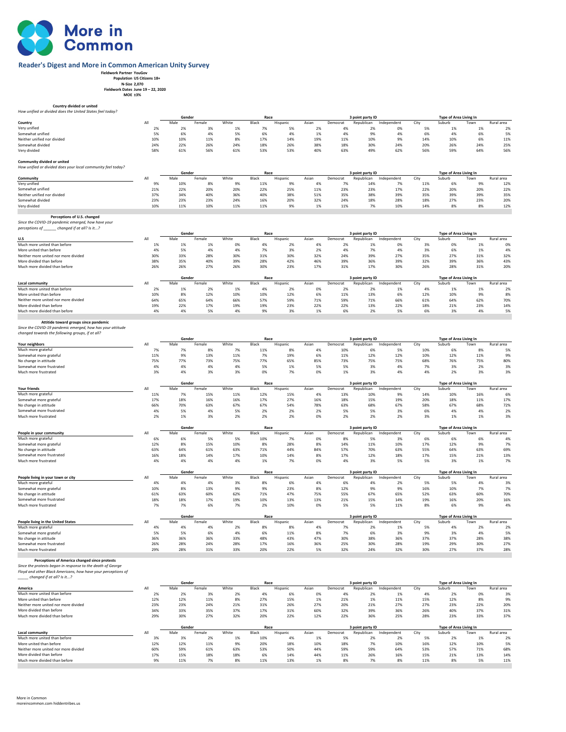# More in Common

## Reader's Digest and More in Common American Unity Survey

**Fieldwork Partner** YouGov
**Population** US Citizens 18+
**N-Size** 2,070
**Fieldwork Dates** June 19 – 22, 2020
**MOE** ±3%

### Country divided or united
*How unified or divided does the United States feel today?*

| | | Gender | | Race | | | | 3 point party ID | | | Type of Area Living In | | | |
|---|---|---|---|---|---|---|---|---|---|---|---|---|---|---|
| **Country** | All | Male | Female | White | Black | Hispanic | Asian | Democrat | Republican | Independent | City | Suburb | Town | Rural area |
| Very unified | 2% | 2% | 3% | 1% | 7% | 5% | 2% | 4% | 2% | 0% | 5% | 1% | 1% | 2% |
| Somewhat unified | 5% | 6% | 4% | 5% | 6% | 4% | 1% | 4% | 9% | 4% | 6% | 4% | 6% | 5% |
| Neither unified nor divided | 10% | 10% | 11% | 8% | 17% | 14% | 19% | 11% | 10% | 9% | 14% | 10% | 6% | 11% |
| Somewhat divided | 24% | 22% | 26% | 24% | 18% | 26% | 38% | 18% | 30% | 24% | 20% | 26% | 24% | 25% |
| Very divided | 58% | 61% | 56% | 61% | 53% | 53% | 40% | 63% | 49% | 62% | 56% | 59% | 64% | 56% |

### Community divided or united
*How unified or divided does your local community feel today?*

| | | Gender | | Race | | | | 3 point party ID | | | Type of Area Living In | | | |
|---|---|---|---|---|---|---|---|---|---|---|---|---|---|---|
| **Community** | All | Male | Female | White | Black | Hispanic | Asian | Democrat | Republican | Independent | City | Suburb | Town | Rural area |
| Very unified | 9% | 10% | 8% | 9% | 11% | 9% | 4% | 7% | 14% | 7% | 11% | 6% | 9% | 12% |
| Somewhat unified | 21% | 22% | 20% | 20% | 22% | 25% | 11% | 23% | 23% | 17% | 22% | 20% | 20% | 22% |
| Neither unified nor divided | 37% | 34% | 40% | 36% | 40% | 38% | 51% | 35% | 38% | 39% | 35% | 39% | 39% | 35% |
| Somewhat divided | 23% | 23% | 23% | 24% | 16% | 20% | 32% | 24% | 18% | 28% | 18% | 27% | 23% | 20% |
| Very divided | 10% | 11% | 10% | 11% | 11% | 9% | 1% | 11% | 7% | 10% | 14% | 8% | 8% | 12% |

### Perceptions of U.S. changed
*Since the COVID-19 pandemic emerged, how have your perceptions of ______ changed if at all? Is it...?*

| | | Gender | | Race | | | | 3 point party ID | | | Type of Area Living In | | | |
|---|---|---|---|---|---|---|---|---|---|---|---|---|---|---|
| **U.S** | All | Male | Female | White | Black | Hispanic | Asian | Democrat | Republican | Independent | City | Suburb | Town | Rural area |
| Much more united than before | 1% | 1% | 1% | 0% | 4% | 2% | 4% | 2% | 1% | 0% | 3% | 0% | 1% | 0% |
| More united than before | 4% | 5% | 4% | 4% | 7% | 3% | 2% | 4% | 7% | 4% | 3% | 6% | 1% | 4% |
| Neither more united nor more divided | 30% | 33% | 28% | 30% | 31% | 30% | 32% | 24% | 39% | 27% | 35% | 27% | 31% | 32% |
| More divided than before | 38% | 35% | 40% | 39% | 28% | 42% | 46% | 39% | 36% | 39% | 32% | 39% | 36% | 43% |
| Much more divided than before | 26% | 26% | 27% | 26% | 30% | 23% | 17% | 31% | 17% | 30% | 26% | 28% | 31% | 20% |

| | | Gender | | Race | | | | 3 point party ID | | | Type of Area Living In | | | |
|---|---|---|---|---|---|---|---|---|---|---|---|---|---|---|
| **Local community** | All | Male | Female | White | Black | Hispanic | Asian | Democrat | Republican | Independent | City | Suburb | Town | Rural area |
| Much more united than before | 2% | 1% | 2% | 1% | 4% | 2% | 0% | 2% | 2% | 1% | 4% | 1% | 1% | 2% |
| More united than before | 10% | 8% | 12% | 10% | 10% | 12% | 6% | 11% | 13% | 6% | 12% | 10% | 9% | 8% |
| Neither more united nor more divided | 64% | 65% | 64% | 66% | 57% | 59% | 71% | 59% | 71% | 66% | 61% | 64% | 62% | 70% |
| More divided than before | 19% | 22% | 17% | 19% | 19% | 23% | 22% | 22% | 13% | 22% | 18% | 21% | 23% | 14% |
| Much more divided than before | 4% | 4% | 5% | 4% | 9% | 3% | 1% | 6% | 2% | 5% | 6% | 3% | 4% | 5% |

### Attitide toward groups since pandemic
*Since the COVID-19 pandemic emerged, how has your attitude changed towards the following groups, if at all?*

| | | Gender | | Race | | | | 3 point party ID | | | Type of Area Living In | | | |
|---|---|---|---|---|---|---|---|---|---|---|---|---|---|---|
| **Your neighbors** | All | Male | Female | White | Black | Hispanic | Asian | Democrat | Republican | Independent | City | Suburb | Town | Rural area |
| Much more grateful | 7% | 7% | 8% | 7% | 11% | 8% | 4% | 10% | 6% | 5% | 10% | 6% | 8% | 5% |
| Somewhat more grateful | 11% | 9% | 13% | 11% | 7% | 19% | 6% | 11% | 12% | 12% | 10% | 12% | 11% | 9% |
| No change in attitude | 75% | 77% | 73% | 75% | 77% | 65% | 85% | 73% | 75% | 75% | 68% | 76% | 75% | 80% |
| Somewhat more frustrated | 4% | 4% | 4% | 4% | 5% | 1% | 5% | 5% | 3% | 4% | 7% | 3% | 2% | 3% |
| Much more frustrated | 3% | 4% | 3% | 3% | 0% | 7% | 0% | 1% | 3% | 4% | 4% | 2% | 3% | 3% |

| | | Gender | | Race | | | | 3 point party ID | | | Type of Area Living In | | | |
|---|---|---|---|---|---|---|---|---|---|---|---|---|---|---|
| **Your friends** | All | Male | Female | White | Black | Hispanic | Asian | Democrat | Republican | Independent | City | Suburb | Town | Rural area |
| Much more grateful | 11% | 7% | 15% | 11% | 12% | 15% | 4% | 13% | 10% | 9% | 14% | 10% | 16% | 6% |
| Somewhat more grateful | 17% | 18% | 16% | 16% | 17% | 27% | 16% | 18% | 15% | 19% | 20% | 18% | 11% | 17% |
| No change in attitude | 66% | 70% | 63% | 67% | 67% | 54% | 78% | 63% | 68% | 67% | 58% | 67% | 68% | 72% |
| Somewhat more frustrated | 4% | 5% | 4% | 5% | 2% | 2% | 2% | 5% | 5% | 3% | 6% | 4% | 4% | 2% |
| Much more frustrated | 2% | 1% | 3% | 2% | 2% | 2% | 0% | 2% | 2% | 2% | 3% | 1% | 1% | 3% |

| | | Gender | | Race | | | | 3 point party ID | | | Type of Area Living In | | | |
|---|---|---|---|---|---|---|---|---|---|---|---|---|---|---|
| **People in your community** | All | Male | Female | White | Black | Hispanic | Asian | Democrat | Republican | Independent | City | Suburb | Town | Rural area |
| Much more grateful | 6% | 6% | 5% | 5% | 10% | 7% | 0% | 8% | 5% | 3% | 6% | 6% | 6% | 4% |
| Somewhat more grateful | 12% | 8% | 15% | 10% | 8% | 28% | 8% | 14% | 11% | 10% | 17% | 12% | 9% | 7% |
| No change in attitude | 63% | 64% | 61% | 63% | 71% | 44% | 84% | 57% | 70% | 63% | 55% | 64% | 63% | 69% |
| Somewhat more frustrated | 16% | 18% | 14% | 17% | 10% | 14% | 8% | 17% | 12% | 18% | 17% | 15% | 21% | 13% |
| Much more frustrated | 4% | 4% | 4% | 4% | 1% | 7% | 0% | 4% | 3% | 5% | 5% | 3% | 1% | 7% |

| | | Gender | | Race | | | | 3 point party ID | | | Type of Area Living In | | | |
|---|---|---|---|---|---|---|---|---|---|---|---|---|---|---|
| **People living in your town or city** | All | Male | Female | White | Black | Hispanic | Asian | Democrat | Republican | Independent | City | Suburb | Town | Rural area |
| Much more grateful | 4% | 4% | 4% | 3% | 8% | 6% | 4% | 6% | 4% | 2% | 5% | 5% | 4% | 3% |
| Somewhat more grateful | 10% | 8% | 13% | 9% | 9% | 23% | 8% | 12% | 9% | 9% | 16% | 10% | 7% | 7% |
| No change in attitude | 61% | 63% | 60% | 62% | 71% | 47% | 75% | 55% | 67% | 65% | 52% | 63% | 60% | 70% |
| Somewhat more frustrated | 18% | 18% | 17% | 19% | 10% | 13% | 13% | 21% | 15% | 14% | 19% | 16% | 20% | 16% |
| Much more frustrated | 7% | 7% | 6% | 7% | 2% | 10% | 0% | 5% | 5% | 11% | 8% | 6% | 9% | 4% |

| | | Gender | | Race | | | | 3 point party ID | | | Type of Area Living In | | | |
|---|---|---|---|---|---|---|---|---|---|---|---|---|---|---|
| **People living in the United States** | All | Male | Female | White | Black | Hispanic | Asian | Democrat | Republican | Independent | City | Suburb | Town | Rural area |
| Much more grateful | 4% | 4% | 4% | 2% | 8% | 8% | 4% | 7% | 2% | 1% | 5% | 4% | 2% | 2% |
| Somewhat more grateful | 5% | 5% | 6% | 4% | 6% | 11% | 8% | 7% | 6% | 3% | 9% | 3% | 4% | 5% |
| No change in attitude | 36% | 36% | 36% | 33% | 48% | 43% | 47% | 30% | 38% | 36% | 37% | 37% | 28% | 38% |
| Somewhat more frustrated | 26% | 28% | 24% | 28% | 17% | 16% | 36% | 25% | 30% | 28% | 19% | 29% | 30% | 27% |
| Much more frustrated | 29% | 28% | 31% | 33% | 20% | 22% | 5% | 32% | 24% | 32% | 30% | 27% | 37% | 28% |

### Perceptions of America changed since protests
*Since the protests began in response to the death of George Floyd and other Black Americans, how have your perceptions of _____ changed if at all? Is it...?*

| | | Gender | | Race | | | | 3 point party ID | | | Type of Area Living In | | | |
|---|---|---|---|---|---|---|---|---|---|---|---|---|---|---|
| **America** | All | Male | Female | White | Black | Hispanic | Asian | Democrat | Republican | Independent | City | Suburb | Town | Rural area |
| Much more united than before | 2% | 2% | 3% | 2% | 4% | 6% | 0% | 4% | 2% | 1% | 4% | 2% | 0% | 3% |
| More united than before | 12% | 12% | 11% | 8% | 27% | 15% | 1% | 21% | 1% | 11% | 15% | 12% | 8% | 9% |
| Neither more united nor more divided | 23% | 23% | 24% | 21% | 31% | 26% | 27% | 20% | 21% | 27% | 27% | 23% | 22% | 20% |
| More divided than before | 34% | 33% | 35% | 37% | 17% | 31% | 60% | 32% | 39% | 36% | 26% | 40% | 37% | 31% |
| Much more divided than before | 29% | 30% | 27% | 32% | 20% | 22% | 12% | 22% | 36% | 25% | 28% | 23% | 33% | 37% |

| | | Gender | | Race | | | | 3 point party ID | | | Type of Area Living In | | | |
|---|---|---|---|---|---|---|---|---|---|---|---|---|---|---|
| **Local community** | All | Male | Female | White | Black | Hispanic | Asian | Democrat | Republican | Independent | City | Suburb | Town | Rural area |
| Much more united than before | 3% | 3% | 2% | 1% | 10% | 4% | 1% | 5% | 2% | 2% | 5% | 2% | 1% | 2% |
| More united than before | 12% | 12% | 11% | 9% | 20% | 18% | 10% | 18% | 7% | 10% | 16% | 12% | 10% | 5% |
| Neither more united nor more divided | 60% | 59% | 61% | 63% | 53% | 50% | 44% | 59% | 59% | 64% | 53% | 57% | 71% | 68% |
| More divided than before | 17% | 15% | 18% | 18% | 6% | 14% | 44% | 11% | 26% | 16% | 15% | 21% | 13% | 14% |
| Much more divided than before | 9% | 11% | 7% | 8% | 11% | 13% | 1% | 8% | 7% | 8% | 11% | 8% | 5% | 11% |

More in Common
moreincommon.com hiddentribes.us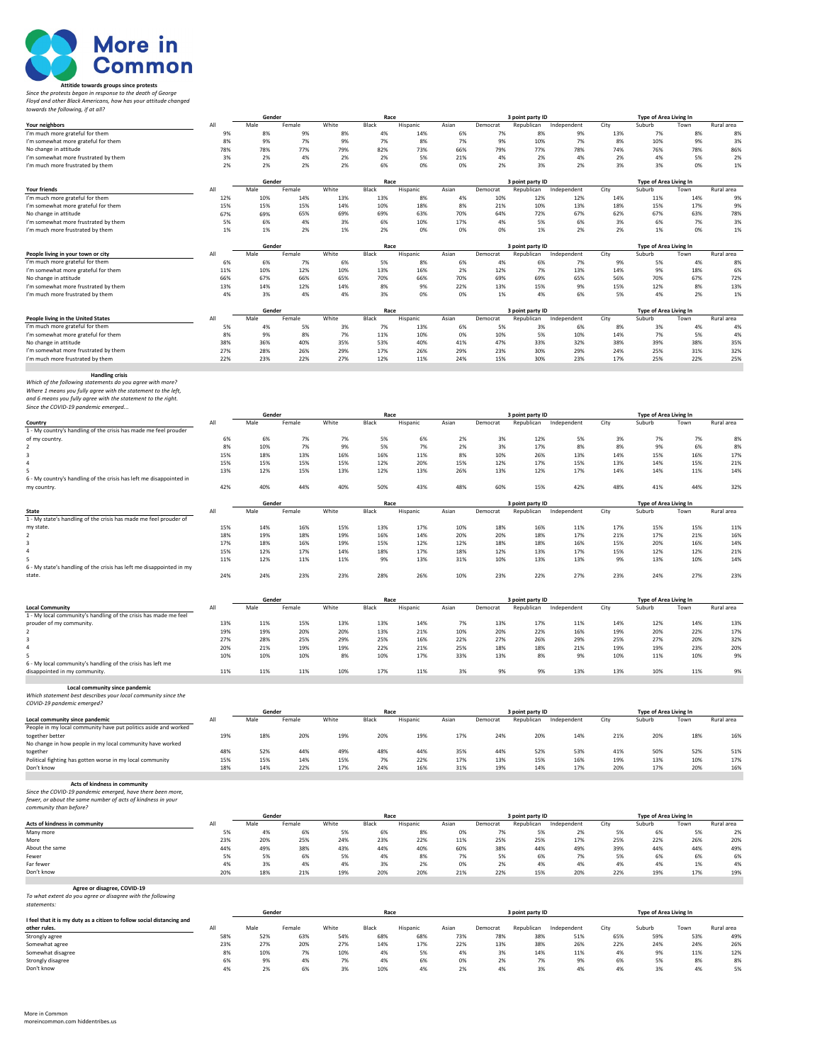# More in Common

### Attitide towards groups since protests

*Since the protests began in response to the death of George Floyd and other Black Americans, how has your attitude changed towards the following, if at all?*

| | | Gender | | Race | | | | 3 point party ID | | | Type of Area Living In | | | |
|---|---|---|---|---|---|---|---|---|---|---|---|---|---|---|
| **Your neighbors** | All | Male | Female | White | Black | Hispanic | Asian | Democrat | Republican | Independent | City | Suburb | Town | Rural area |
| I'm much more grateful for them | 9% | 8% | 9% | 8% | 4% | 14% | 6% | 7% | 8% | 9% | 13% | 7% | 8% | 8% |
| I'm somewhat more grateful for them | 8% | 9% | 7% | 9% | 7% | 8% | 7% | 9% | 10% | 7% | 8% | 10% | 9% | 3% |
| No change in attitude | 78% | 78% | 77% | 79% | 82% | 73% | 66% | 79% | 77% | 78% | 74% | 76% | 78% | 86% |
| I'm somewhat more frustrated by them | 3% | 2% | 4% | 2% | 2% | 5% | 21% | 4% | 2% | 4% | 2% | 4% | 5% | 2% |
| I'm much more frustrated by them | 2% | 2% | 2% | 2% | 6% | 0% | 0% | 2% | 3% | 2% | 3% | 3% | 0% | 1% |

| | | Gender | | Race | | | | 3 point party ID | | | Type of Area Living In | | | |
|---|---|---|---|---|---|---|---|---|---|---|---|---|---|---|
| **Your friends** | All | Male | Female | White | Black | Hispanic | Asian | Democrat | Republican | Independent | City | Suburb | Town | Rural area |
| I'm much more grateful for them | 12% | 10% | 14% | 13% | 13% | 8% | 4% | 10% | 12% | 12% | 14% | 11% | 14% | 9% |
| I'm somewhat more grateful for them | 15% | 15% | 15% | 14% | 10% | 18% | 8% | 21% | 10% | 13% | 18% | 15% | 17% | 9% |
| No change in attitude | 67% | 69% | 65% | 69% | 69% | 63% | 70% | 64% | 72% | 67% | 62% | 67% | 63% | 78% |
| I'm somewhat more frustrated by them | 5% | 6% | 4% | 3% | 6% | 10% | 17% | 4% | 5% | 6% | 3% | 6% | 7% | 3% |
| I'm much more frustrated by them | 1% | 1% | 2% | 1% | 2% | 0% | 0% | 0% | 1% | 2% | 2% | 1% | 0% | 1% |

| | | Gender | | Race | | | | 3 point party ID | | | Type of Area Living In | | | |
|---|---|---|---|---|---|---|---|---|---|---|---|---|---|---|
| **People living in your town or city** | All | Male | Female | White | Black | Hispanic | Asian | Democrat | Republican | Independent | City | Suburb | Town | Rural area |
| I'm much more grateful for them | 6% | 6% | 7% | 6% | 5% | 8% | 6% | 4% | 6% | 7% | 9% | 5% | 4% | 8% |
| I'm somewhat more grateful for them | 11% | 10% | 12% | 10% | 13% | 16% | 2% | 12% | 7% | 13% | 14% | 9% | 18% | 6% |
| No change in attitude | 66% | 67% | 66% | 65% | 70% | 66% | 70% | 69% | 69% | 65% | 56% | 70% | 67% | 72% |
| I'm somewhat more frustrated by them | 13% | 14% | 12% | 14% | 8% | 9% | 22% | 13% | 15% | 9% | 15% | 12% | 8% | 13% |
| I'm much more frustrated by them | 4% | 3% | 4% | 4% | 3% | 0% | 0% | 1% | 4% | 6% | 5% | 4% | 2% | 1% |

| | | Gender | | Race | | | | 3 point party ID | | | Type of Area Living In | | | |
|---|---|---|---|---|---|---|---|---|---|---|---|---|---|---|
| **People living in the United States** | All | Male | Female | White | Black | Hispanic | Asian | Democrat | Republican | Independent | City | Suburb | Town | Rural area |
| I'm much more grateful for them | 5% | 4% | 5% | 3% | 7% | 13% | 6% | 5% | 3% | 6% | 8% | 3% | 4% | 4% |
| I'm somewhat more grateful for them | 8% | 9% | 8% | 7% | 11% | 10% | 0% | 10% | 5% | 10% | 14% | 7% | 5% | 4% |
| No change in attitude | 38% | 36% | 40% | 35% | 53% | 40% | 41% | 47% | 33% | 32% | 38% | 39% | 38% | 35% |
| I'm somewhat more frustrated by them | 27% | 28% | 26% | 29% | 17% | 26% | 29% | 23% | 30% | 29% | 24% | 25% | 31% | 32% |
| I'm much more frustrated by them | 22% | 23% | 22% | 27% | 12% | 11% | 24% | 15% | 30% | 23% | 17% | 25% | 22% | 25% |

### Handling crisis

*Which of the following statements do you agree with more? Where 1 means you fully agree with the statement to the left, and 6 means you fully agree with the statement to the right. Since the COVID-19 pandemic emerged...*

| | | Gender | | Race | | | | 3 point party ID | | | Type of Area Living In | | | |
|---|---|---|---|---|---|---|---|---|---|---|---|---|---|---|
| **Country** | All | Male | Female | White | Black | Hispanic | Asian | Democrat | Republican | Independent | City | Suburb | Town | Rural area |
| 1 - My country's handling of the crisis has made me feel prouder of my country. | 6% | 6% | 7% | 7% | 5% | 6% | 2% | 3% | 12% | 5% | 3% | 7% | 7% | 8% |
| 2 | 8% | 10% | 7% | 9% | 5% | 7% | 2% | 3% | 17% | 8% | 8% | 9% | 6% | 8% |
| 3 | 15% | 18% | 13% | 16% | 16% | 11% | 8% | 10% | 26% | 13% | 14% | 15% | 16% | 17% |
| 4 | 15% | 15% | 15% | 15% | 12% | 20% | 15% | 12% | 17% | 15% | 13% | 14% | 15% | 21% |
| 5 | 13% | 12% | 15% | 13% | 12% | 13% | 26% | 13% | 12% | 17% | 14% | 14% | 11% | 14% |
| 6 - My country's handling of the crisis has left me disappointed in my country. | 42% | 40% | 44% | 40% | 50% | 43% | 48% | 60% | 15% | 42% | 48% | 41% | 44% | 32% |

| | | Gender | | Race | | | | 3 point party ID | | | Type of Area Living In | | | |
|---|---|---|---|---|---|---|---|---|---|---|---|---|---|---|
| **State** | All | Male | Female | White | Black | Hispanic | Asian | Democrat | Republican | Independent | City | Suburb | Town | Rural area |
| 1 - My state's handling of the crisis has made me feel prouder of my state. | 15% | 14% | 16% | 15% | 13% | 17% | 10% | 18% | 16% | 11% | 17% | 15% | 15% | 11% |
| 2 | 18% | 19% | 18% | 19% | 16% | 14% | 20% | 20% | 18% | 17% | 21% | 17% | 21% | 16% |
| 3 | 17% | 18% | 16% | 19% | 15% | 12% | 12% | 18% | 18% | 16% | 15% | 20% | 16% | 14% |
| 4 | 15% | 12% | 17% | 14% | 18% | 17% | 18% | 12% | 13% | 17% | 15% | 12% | 12% | 21% |
| 5 | 11% | 12% | 11% | 11% | 9% | 13% | 31% | 10% | 13% | 13% | 9% | 13% | 10% | 14% |
| 6 - My state's handling of the crisis has left me disappointed in my state. | 24% | 24% | 23% | 23% | 28% | 26% | 10% | 23% | 22% | 27% | 23% | 24% | 27% | 23% |

| | | Gender | | Race | | | | 3 point party ID | | | Type of Area Living In | | | |
|---|---|---|---|---|---|---|---|---|---|---|---|---|---|---|
| **Local Community** | All | Male | Female | White | Black | Hispanic | Asian | Democrat | Republican | Independent | City | Suburb | Town | Rural area |
| 1 - My local community's handling of the crisis has made me feel prouder of my community. | 13% | 11% | 15% | 13% | 13% | 14% | 7% | 13% | 17% | 11% | 14% | 12% | 14% | 13% |
| 2 | 19% | 19% | 20% | 20% | 13% | 21% | 10% | 20% | 22% | 16% | 19% | 20% | 22% | 17% |
| 3 | 27% | 28% | 25% | 29% | 25% | 16% | 22% | 27% | 26% | 29% | 25% | 27% | 20% | 32% |
| 4 | 20% | 21% | 19% | 19% | 22% | 21% | 25% | 18% | 18% | 21% | 19% | 19% | 23% | 20% |
| 5 | 10% | 10% | 10% | 8% | 10% | 17% | 33% | 13% | 8% | 9% | 10% | 11% | 10% | 9% |
| 6 - My local community's handling of the crisis has left me disappointed in my community. | 11% | 11% | 11% | 10% | 17% | 11% | 3% | 9% | 9% | 13% | 13% | 10% | 11% | 9% |

### Local community since pandemic

*Which statement best describes your local community since the COVID-19 pandemic emerged?*

| | | Gender | | Race | | | | 3 point party ID | | | Type of Area Living In | | | |
|---|---|---|---|---|---|---|---|---|---|---|---|---|---|---|
| **Local community since pandemic** | All | Male | Female | White | Black | Hispanic | Asian | Democrat | Republican | Independent | City | Suburb | Town | Rural area |
| People in my local community have put politics aside and worked together better | 19% | 18% | 20% | 19% | 20% | 19% | 17% | 24% | 20% | 14% | 21% | 20% | 18% | 16% |
| No change in how people in my local community have worked together | 48% | 52% | 44% | 49% | 48% | 44% | 35% | 44% | 52% | 53% | 41% | 50% | 52% | 51% |
| Political fighting has gotten worse in my local community | 15% | 15% | 14% | 15% | 7% | 22% | 17% | 13% | 15% | 16% | 19% | 13% | 10% | 17% |
| Don't know | 18% | 14% | 22% | 17% | 24% | 16% | 31% | 19% | 14% | 17% | 20% | 17% | 20% | 16% |

### Acts of kindness in community

*Since the COVID-19 pandemic emerged, have there been more, fewer, or about the same number of acts of kindness in your community than before?*

| | | Gender | | Race | | | | 3 point party ID | | | Type of Area Living In | | | |
|---|---|---|---|---|---|---|---|---|---|---|---|---|---|---|
| **Acts of kindness in community** | All | Male | Female | White | Black | Hispanic | Asian | Democrat | Republican | Independent | City | Suburb | Town | Rural area |
| Many more | 5% | 4% | 6% | 5% | 6% | 8% | 0% | 7% | 5% | 2% | 5% | 6% | 5% | 2% |
| More | 23% | 20% | 25% | 24% | 23% | 22% | 11% | 25% | 25% | 17% | 25% | 22% | 26% | 20% |
| About the same | 44% | 49% | 38% | 43% | 44% | 40% | 60% | 38% | 44% | 49% | 39% | 44% | 44% | 49% |
| Fewer | 5% | 5% | 6% | 5% | 4% | 8% | 7% | 5% | 6% | 7% | 5% | 6% | 6% | 6% |
| Far fewer | 4% | 3% | 4% | 4% | 3% | 2% | 0% | 2% | 4% | 4% | 4% | 4% | 1% | 4% |
| Don't know | 20% | 18% | 21% | 19% | 20% | 20% | 21% | 22% | 15% | 20% | 22% | 19% | 17% | 19% |

### Agree or disagree, COVID-19

*To what extent do you agree or disagree with the following statements:*

| | | Gender | | Race | | | | 3 point party ID | | | Type of Area Living In | | | |
|---|---|---|---|---|---|---|---|---|---|---|---|---|---|---|
| **I feel that it is my duty as a citizen to follow social distancing and other rules.** | All | Male | Female | White | Black | Hispanic | Asian | Democrat | Republican | Independent | City | Suburb | Town | Rural area |
| Strongly agree | 58% | 52% | 63% | 54% | 68% | 68% | 73% | 78% | 38% | 51% | 65% | 59% | 53% | 49% |
| Somewhat agree | 23% | 27% | 20% | 27% | 14% | 17% | 22% | 13% | 38% | 26% | 22% | 24% | 24% | 26% |
| Somewhat disagree | 8% | 10% | 7% | 10% | 4% | 5% | 4% | 3% | 14% | 11% | 4% | 9% | 11% | 12% |
| Strongly disagree | 6% | 9% | 4% | 7% | 4% | 6% | 0% | 2% | 7% | 9% | 6% | 5% | 8% | 8% |
| Don't know | 4% | 2% | 6% | 3% | 10% | 4% | 2% | 4% | 3% | 4% | 4% | 3% | 4% | 5% |

More in Common
moreincommon.com hiddentribes.us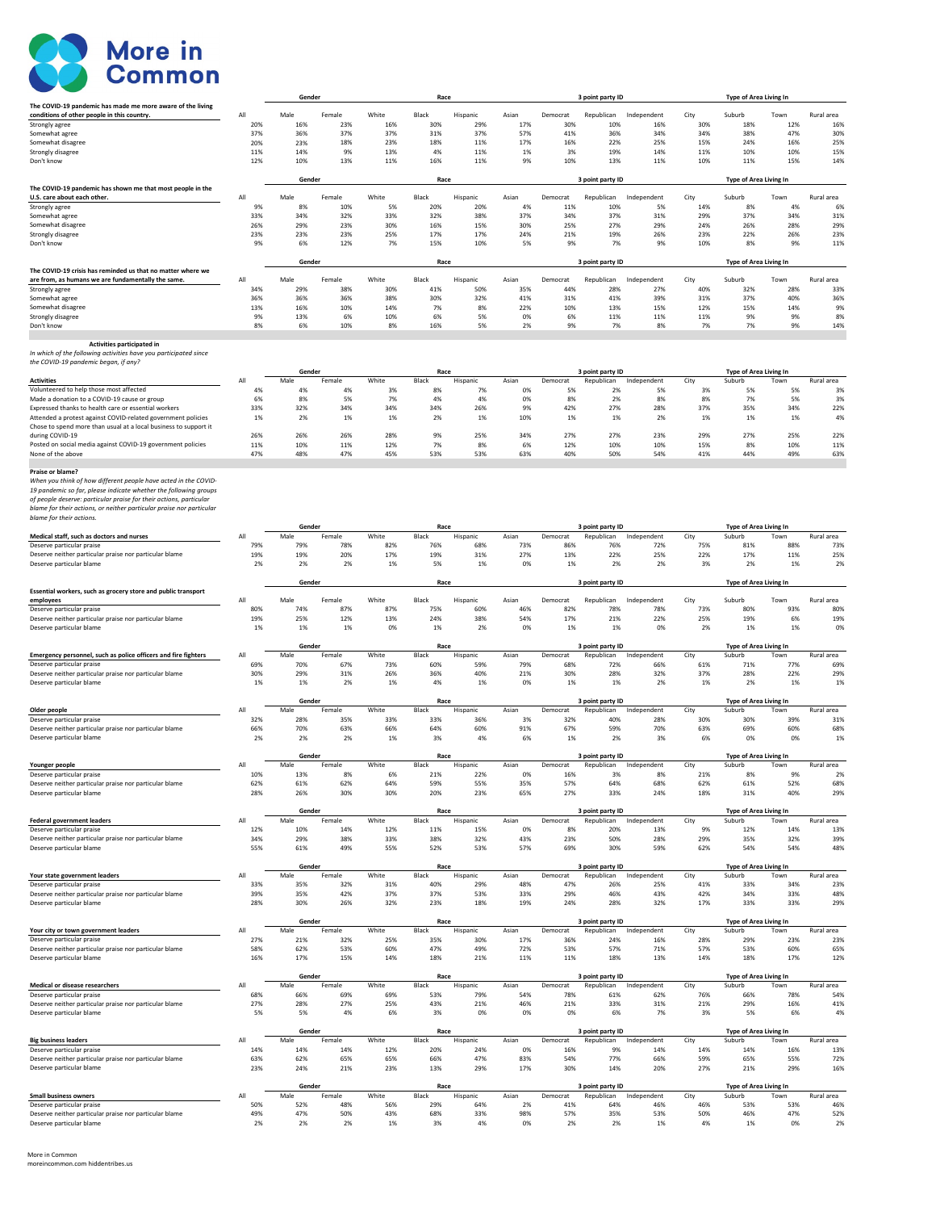# More in Common

| The COVID-19 pandemic has made me more aware of the living conditions of other people in this country. | All | Gender | | Race | | | | 3 point party ID | | | Type of Area Living In | | | |
|---|---|---|---|---|---|---|---|---|---|---|---|---|---|---|
| | | Male | Female | White | Black | Hispanic | Asian | Democrat | Republican | Independent | City | Suburb | Town | Rural area |
| Strongly agree | 20% | 16% | 23% | 16% | 30% | 29% | 17% | 30% | 10% | 16% | 30% | 18% | 12% | 16% |
| Somewhat agree | 37% | 36% | 37% | 37% | 31% | 37% | 57% | 41% | 36% | 34% | 34% | 38% | 47% | 30% |
| Somewhat disagree | 20% | 23% | 18% | 23% | 18% | 11% | 17% | 16% | 22% | 25% | 15% | 24% | 16% | 25% |
| Strongly disagree | 11% | 14% | 9% | 13% | 4% | 11% | 1% | 3% | 19% | 14% | 11% | 10% | 10% | 15% |
| Don't know | 12% | 10% | 13% | 11% | 16% | 11% | 9% | 10% | 13% | 11% | 10% | 11% | 15% | 14% |

| The COVID-19 pandemic has shown me that most people in the U.S. care about each other. | All | Gender | | Race | | | | 3 point party ID | | | Type of Area Living In | | | |
|---|---|---|---|---|---|---|---|---|---|---|---|---|---|---|
| | | Male | Female | White | Black | Hispanic | Asian | Democrat | Republican | Independent | City | Suburb | Town | Rural area |
| Strongly agree | 9% | 8% | 10% | 5% | 20% | 20% | 4% | 11% | 10% | 5% | 14% | 8% | 4% | 6% |
| Somewhat agree | 33% | 34% | 32% | 33% | 32% | 38% | 37% | 34% | 37% | 31% | 29% | 37% | 34% | 31% |
| Somewhat disagree | 26% | 29% | 23% | 30% | 16% | 15% | 30% | 25% | 27% | 29% | 24% | 26% | 28% | 29% |
| Strongly disagree | 23% | 23% | 23% | 25% | 17% | 17% | 24% | 21% | 19% | 26% | 23% | 22% | 26% | 23% |
| Don't know | 9% | 6% | 12% | 7% | 15% | 10% | 5% | 9% | 7% | 9% | 10% | 8% | 9% | 11% |

| The COVID-19 crisis has reminded us that no matter where we are from, as humans we are fundamentally the same. | All | Gender | | Race | | | | 3 point party ID | | | Type of Area Living In | | | |
|---|---|---|---|---|---|---|---|---|---|---|---|---|---|---|
| | | Male | Female | White | Black | Hispanic | Asian | Democrat | Republican | Independent | City | Suburb | Town | Rural area |
| Strongly agree | 34% | 29% | 38% | 30% | 41% | 50% | 35% | 44% | 28% | 27% | 40% | 32% | 28% | 33% |
| Somewhat agree | 36% | 36% | 36% | 38% | 30% | 32% | 41% | 31% | 41% | 39% | 31% | 37% | 40% | 36% |
| Somewhat disagree | 13% | 16% | 10% | 14% | 7% | 8% | 22% | 10% | 13% | 15% | 12% | 15% | 14% | 9% |
| Strongly disagree | 9% | 13% | 6% | 10% | 6% | 5% | 0% | 6% | 11% | 11% | 11% | 9% | 9% | 8% |
| Don't know | 8% | 6% | 10% | 8% | 16% | 5% | 2% | 9% | 7% | 8% | 7% | 7% | 9% | 14% |

**Activities participated in**

*In which of the following activities have you participated since the COVID-19 pandemic began, if any?*

| Activities | All | Gender | | Race | | | | 3 point party ID | | | Type of Area Living In | | | |
|---|---|---|---|---|---|---|---|---|---|---|---|---|---|---|
| | | Male | Female | White | Black | Hispanic | Asian | Democrat | Republican | Independent | City | Suburb | Town | Rural area |
| Volunteered to help those most affected | 4% | 4% | 4% | 3% | 8% | 7% | 0% | 5% | 2% | 5% | 3% | 5% | 5% | 3% |
| Made a donation to a COVID-19 cause or group | 6% | 8% | 5% | 7% | 4% | 4% | 0% | 8% | 2% | 8% | 8% | 7% | 5% | 3% |
| Expressed thanks to health care or essential workers | 33% | 32% | 34% | 34% | 34% | 26% | 9% | 42% | 27% | 28% | 37% | 35% | 34% | 22% |
| Attended a protest against COVID-related government policies | 1% | 2% | 1% | 1% | 2% | 1% | 10% | 1% | 1% | 2% | 1% | 1% | 1% | 4% |
| Chose to spend more than usual at a local business to support it during COVID-19 | 26% | 26% | 26% | 28% | 9% | 25% | 34% | 27% | 27% | 23% | 29% | 27% | 25% | 22% |
| Posted on social media against COVID-19 government policies | 11% | 10% | 11% | 12% | 7% | 8% | 6% | 12% | 10% | 10% | 15% | 8% | 10% | 11% |
| None of the above | 47% | 48% | 47% | 45% | 53% | 53% | 63% | 40% | 50% | 54% | 41% | 44% | 49% | 63% |

**Praise or blame?**

*When you think of how different people have acted in the COVID-19 pandemic so far, please indicate whether the following groups of people deserve: particular praise for their actions, particular blame for their actions, or neither particular praise nor particular blame for their actions.*

| Medical staff, such as doctors and nurses | All | Gender | | Race | | | | 3 point party ID | | | Type of Area Living In | | | |
|---|---|---|---|---|---|---|---|---|---|---|---|---|---|---|
| | | Male | Female | White | Black | Hispanic | Asian | Democrat | Republican | Independent | City | Suburb | Town | Rural area |
| Deserve particular praise | 79% | 79% | 78% | 82% | 76% | 68% | 73% | 86% | 76% | 72% | 75% | 81% | 88% | 73% |
| Deserve neither particular praise nor particular blame | 19% | 19% | 20% | 17% | 19% | 31% | 27% | 13% | 22% | 25% | 22% | 17% | 11% | 25% |
| Deserve particular blame | 2% | 2% | 2% | 1% | 5% | 1% | 0% | 1% | 2% | 2% | 3% | 2% | 1% | 2% |

| Essential workers, such as grocery store and public transport employees | All | Gender | | Race | | | | 3 point party ID | | | Type of Area Living In | | | |
|---|---|---|---|---|---|---|---|---|---|---|---|---|---|---|
| | | Male | Female | White | Black | Hispanic | Asian | Democrat | Republican | Independent | City | Suburb | Town | Rural area |
| Deserve particular praise | 80% | 74% | 87% | 87% | 75% | 60% | 46% | 82% | 78% | 78% | 73% | 80% | 93% | 80% |
| Deserve neither particular praise nor particular blame | 19% | 25% | 12% | 13% | 24% | 38% | 54% | 17% | 21% | 22% | 25% | 19% | 6% | 19% |
| Deserve particular blame | 1% | 1% | 1% | 0% | 1% | 2% | 0% | 1% | 1% | 0% | 2% | 1% | 1% | 0% |

| Emergency personnel, such as police officers and fire fighters | All | Gender | | Race | | | | 3 point party ID | | | Type of Area Living In | | | |
|---|---|---|---|---|---|---|---|---|---|---|---|---|---|---|
| | | Male | Female | White | Black | Hispanic | Asian | Democrat | Republican | Independent | City | Suburb | Town | Rural area |
| Deserve particular praise | 69% | 70% | 67% | 73% | 60% | 59% | 79% | 68% | 72% | 66% | 61% | 71% | 77% | 69% |
| Deserve neither particular praise nor particular blame | 30% | 29% | 31% | 26% | 36% | 40% | 21% | 30% | 28% | 32% | 37% | 28% | 22% | 29% |
| Deserve particular blame | 1% | 1% | 2% | 1% | 4% | 1% | 0% | 1% | 1% | 2% | 1% | 2% | 1% | 1% |

| Older people | All | Gender | | Race | | | | 3 point party ID | | | Type of Area Living In | | | |
|---|---|---|---|---|---|---|---|---|---|---|---|---|---|---|
| | | Male | Female | White | Black | Hispanic | Asian | Democrat | Republican | Independent | City | Suburb | Town | Rural area |
| Deserve particular praise | 32% | 28% | 35% | 33% | 33% | 36% | 3% | 32% | 40% | 28% | 30% | 30% | 39% | 31% |
| Deserve neither particular praise nor particular blame | 66% | 70% | 63% | 66% | 64% | 60% | 91% | 67% | 59% | 70% | 63% | 69% | 60% | 68% |
| Deserve particular blame | 2% | 2% | 2% | 1% | 3% | 4% | 6% | 1% | 2% | 3% | 6% | 0% | 0% | 1% |

| Younger people | All | Gender | | Race | | | | 3 point party ID | | | Type of Area Living In | | | |
|---|---|---|---|---|---|---|---|---|---|---|---|---|---|---|
| | | Male | Female | White | Black | Hispanic | Asian | Democrat | Republican | Independent | City | Suburb | Town | Rural area |
| Deserve particular praise | 10% | 13% | 8% | 6% | 21% | 22% | 0% | 16% | 3% | 8% | 21% | 8% | 9% | 2% |
| Deserve neither particular praise nor particular blame | 62% | 61% | 62% | 64% | 59% | 55% | 35% | 57% | 64% | 68% | 62% | 61% | 52% | 68% |
| Deserve particular blame | 28% | 26% | 30% | 30% | 20% | 23% | 65% | 27% | 33% | 24% | 18% | 31% | 40% | 29% |

| Federal government leaders | All | Gender | | Race | | | | 3 point party ID | | | Type of Area Living In | | | |
|---|---|---|---|---|---|---|---|---|---|---|---|---|---|---|
| | | Male | Female | White | Black | Hispanic | Asian | Democrat | Republican | Independent | City | Suburb | Town | Rural area |
| Deserve particular praise | 12% | 10% | 14% | 12% | 11% | 15% | 0% | 8% | 20% | 13% | 9% | 12% | 14% | 13% |
| Deserve neither particular praise nor particular blame | 34% | 29% | 38% | 33% | 38% | 32% | 43% | 23% | 50% | 28% | 29% | 35% | 32% | 39% |
| Deserve particular blame | 55% | 61% | 49% | 55% | 52% | 53% | 57% | 69% | 30% | 59% | 62% | 54% | 54% | 48% |

| Your state government leaders | All | Gender | | Race | | | | 3 point party ID | | | Type of Area Living In | | | |
|---|---|---|---|---|---|---|---|---|---|---|---|---|---|---|
| | | Male | Female | White | Black | Hispanic | Asian | Democrat | Republican | Independent | City | Suburb | Town | Rural area |
| Deserve particular praise | 33% | 35% | 32% | 31% | 40% | 29% | 48% | 47% | 26% | 25% | 41% | 33% | 34% | 23% |
| Deserve neither particular praise nor particular blame | 39% | 35% | 42% | 37% | 37% | 53% | 33% | 29% | 46% | 43% | 42% | 34% | 33% | 48% |
| Deserve particular blame | 28% | 30% | 26% | 32% | 23% | 18% | 19% | 24% | 28% | 32% | 17% | 33% | 33% | 29% |

| Your city or town government leaders | All | Gender | | Race | | | | 3 point party ID | | | Type of Area Living In | | | |
|---|---|---|---|---|---|---|---|---|---|---|---|---|---|---|
| | | Male | Female | White | Black | Hispanic | Asian | Democrat | Republican | Independent | City | Suburb | Town | Rural area |
| Deserve particular praise | 27% | 21% | 32% | 25% | 35% | 30% | 17% | 36% | 24% | 16% | 28% | 29% | 23% | 23% |
| Deserve neither particular praise nor particular blame | 58% | 62% | 53% | 60% | 47% | 49% | 72% | 53% | 57% | 71% | 57% | 53% | 60% | 65% |
| Deserve particular blame | 16% | 17% | 15% | 14% | 18% | 21% | 11% | 11% | 18% | 13% | 14% | 18% | 17% | 12% |

| Medical or disease researchers | All | Gender | | Race | | | | 3 point party ID | | | Type of Area Living In | | | |
|---|---|---|---|---|---|---|---|---|---|---|---|---|---|---|
| | | Male | Female | White | Black | Hispanic | Asian | Democrat | Republican | Independent | City | Suburb | Town | Rural area |
| Deserve particular praise | 68% | 66% | 69% | 69% | 53% | 79% | 54% | 78% | 61% | 62% | 76% | 66% | 78% | 54% |
| Deserve neither particular praise nor particular blame | 27% | 28% | 27% | 25% | 43% | 21% | 46% | 21% | 33% | 31% | 21% | 29% | 16% | 41% |
| Deserve particular blame | 5% | 5% | 4% | 6% | 3% | 0% | 0% | 0% | 6% | 7% | 3% | 5% | 6% | 4% |

| Big business leaders | All | Gender | | Race | | | | 3 point party ID | | | Type of Area Living In | | | |
|---|---|---|---|---|---|---|---|---|---|---|---|---|---|---|
| | | Male | Female | White | Black | Hispanic | Asian | Democrat | Republican | Independent | City | Suburb | Town | Rural area |
| Deserve particular praise | 14% | 14% | 14% | 12% | 20% | 24% | 0% | 16% | 9% | 14% | 14% | 14% | 16% | 13% |
| Deserve neither particular praise nor particular blame | 63% | 62% | 65% | 65% | 66% | 47% | 83% | 54% | 77% | 66% | 59% | 65% | 55% | 72% |
| Deserve particular blame | 23% | 24% | 21% | 23% | 13% | 29% | 17% | 30% | 14% | 20% | 27% | 21% | 29% | 16% |

| Small business owners | All | Gender | | Race | | | | 3 point party ID | | | Type of Area Living In | | | |
|---|---|---|---|---|---|---|---|---|---|---|---|---|---|---|
| | | Male | Female | White | Black | Hispanic | Asian | Democrat | Republican | Independent | City | Suburb | Town | Rural area |
| Deserve particular praise | 50% | 52% | 48% | 56% | 29% | 64% | 2% | 41% | 64% | 46% | 46% | 53% | 53% | 46% |
| Deserve neither particular praise nor particular blame | 49% | 47% | 50% | 43% | 68% | 33% | 98% | 57% | 35% | 53% | 50% | 46% | 47% | 52% |
| Deserve particular blame | 2% | 2% | 2% | 1% | 3% | 4% | 0% | 2% | 2% | 1% | 4% | 1% | 0% | 2% |

More in Common
moreincommon.com hiddentribes.us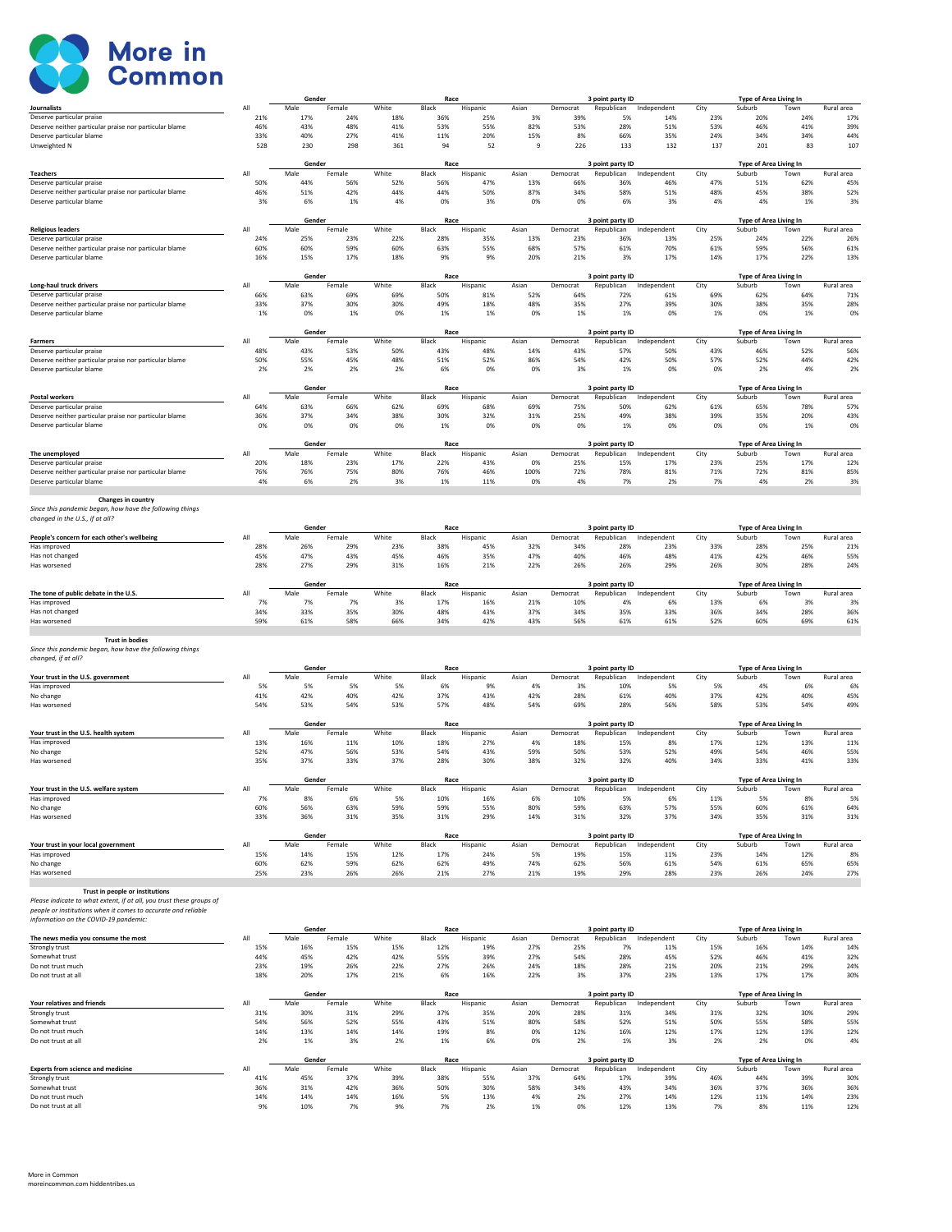# More in Common

| Journalists | All | Gender: Male | Female | Race: White | Black | Hispanic | Asian | 3 point party ID: Democrat | Republican | Independent | Type of Area Living In: City | Suburb | Town | Rural area |
|---|---|---|---|---|---|---|---|---|---|---|---|---|---|---|
| Deserve particular praise | 21% | 17% | 24% | 18% | 36% | 25% | 3% | 39% | 5% | 14% | 23% | 20% | 24% | 17% |
| Deserve neither particular praise nor particular blame | 46% | 43% | 48% | 41% | 53% | 55% | 82% | 53% | 28% | 51% | 53% | 46% | 41% | 39% |
| Deserve particular blame | 33% | 40% | 27% | 41% | 11% | 20% | 15% | 8% | 66% | 35% | 24% | 34% | 34% | 44% |
| Unweighted N | 528 | 230 | 298 | 361 | 94 | 52 | 9 | 226 | 133 | 132 | 137 | 201 | 83 | 107 |

| Teachers | All | Gender: Male | Female | Race: White | Black | Hispanic | Asian | 3 point party ID: Democrat | Republican | Independent | Type of Area Living In: City | Suburb | Town | Rural area |
|---|---|---|---|---|---|---|---|---|---|---|---|---|---|---|
| Deserve particular praise | 50% | 44% | 56% | 52% | 56% | 47% | 13% | 66% | 36% | 46% | 47% | 51% | 62% | 45% |
| Deserve neither particular praise nor particular blame | 46% | 51% | 42% | 44% | 44% | 50% | 87% | 34% | 58% | 51% | 48% | 45% | 38% | 52% |
| Deserve particular blame | 3% | 6% | 1% | 4% | 0% | 3% | 0% | 0% | 6% | 3% | 4% | 4% | 1% | 3% |

| Religious leaders | All | Gender: Male | Female | Race: White | Black | Hispanic | Asian | 3 point party ID: Democrat | Republican | Independent | Type of Area Living In: City | Suburb | Town | Rural area |
|---|---|---|---|---|---|---|---|---|---|---|---|---|---|---|
| Deserve particular praise | 24% | 25% | 23% | 22% | 28% | 35% | 13% | 23% | 36% | 13% | 25% | 24% | 22% | 26% |
| Deserve neither particular praise nor particular blame | 60% | 60% | 59% | 60% | 63% | 55% | 68% | 57% | 61% | 70% | 61% | 59% | 56% | 61% |
| Deserve particular blame | 16% | 15% | 17% | 18% | 9% | 9% | 20% | 21% | 3% | 17% | 14% | 17% | 22% | 13% |

| Long-haul truck drivers | All | Gender: Male | Female | Race: White | Black | Hispanic | Asian | 3 point party ID: Democrat | Republican | Independent | Type of Area Living In: City | Suburb | Town | Rural area |
|---|---|---|---|---|---|---|---|---|---|---|---|---|---|---|
| Deserve particular praise | 66% | 63% | 69% | 69% | 50% | 81% | 52% | 64% | 72% | 61% | 69% | 62% | 64% | 71% |
| Deserve neither particular praise nor particular blame | 33% | 37% | 30% | 30% | 49% | 18% | 48% | 35% | 27% | 39% | 30% | 38% | 35% | 28% |
| Deserve particular blame | 1% | 0% | 1% | 0% | 1% | 1% | 0% | 1% | 1% | 0% | 1% | 0% | 1% | 0% |

| Farmers | All | Gender: Male | Female | Race: White | Black | Hispanic | Asian | 3 point party ID: Democrat | Republican | Independent | Type of Area Living In: City | Suburb | Town | Rural area |
|---|---|---|---|---|---|---|---|---|---|---|---|---|---|---|
| Deserve particular praise | 48% | 43% | 53% | 50% | 43% | 48% | 14% | 43% | 57% | 50% | 43% | 46% | 52% | 56% |
| Deserve neither particular praise nor particular blame | 50% | 55% | 45% | 48% | 51% | 52% | 86% | 54% | 42% | 50% | 57% | 52% | 44% | 42% |
| Deserve particular blame | 2% | 2% | 2% | 2% | 6% | 0% | 0% | 3% | 1% | 0% | 0% | 2% | 4% | 2% |

| Postal workers | All | Gender: Male | Female | Race: White | Black | Hispanic | Asian | 3 point party ID: Democrat | Republican | Independent | Type of Area Living In: City | Suburb | Town | Rural area |
|---|---|---|---|---|---|---|---|---|---|---|---|---|---|---|
| Deserve particular praise | 64% | 63% | 66% | 62% | 69% | 68% | 69% | 75% | 50% | 62% | 61% | 65% | 78% | 57% |
| Deserve neither particular praise nor particular blame | 36% | 37% | 34% | 38% | 30% | 32% | 31% | 25% | 49% | 38% | 39% | 35% | 20% | 43% |
| Deserve particular blame | 0% | 0% | 0% | 0% | 1% | 0% | 0% | 0% | 1% | 0% | 0% | 0% | 1% | 0% |

| The unemployed | All | Gender: Male | Female | Race: White | Black | Hispanic | Asian | 3 point party ID: Democrat | Republican | Independent | Type of Area Living In: City | Suburb | Town | Rural area |
|---|---|---|---|---|---|---|---|---|---|---|---|---|---|---|
| Deserve particular praise | 20% | 18% | 23% | 17% | 22% | 43% | 0% | 25% | 15% | 17% | 23% | 25% | 17% | 12% |
| Deserve neither particular praise nor particular blame | 76% | 76% | 75% | 80% | 76% | 46% | 100% | 72% | 78% | 81% | 71% | 72% | 81% | 85% |
| Deserve particular blame | 4% | 6% | 2% | 3% | 1% | 11% | 0% | 4% | 7% | 2% | 7% | 4% | 2% | 3% |

**Changes in country**

*Since this pandemic began, how have the following things changed in the U.S., if at all?*

| People's concern for each other's wellbeing | All | Gender: Male | Female | Race: White | Black | Hispanic | Asian | 3 point party ID: Democrat | Republican | Independent | Type of Area Living In: City | Suburb | Town | Rural area |
|---|---|---|---|---|---|---|---|---|---|---|---|---|---|---|
| Has improved | 28% | 26% | 29% | 23% | 38% | 45% | 32% | 34% | 28% | 23% | 33% | 28% | 25% | 21% |
| Has not changed | 45% | 47% | 43% | 45% | 46% | 35% | 47% | 40% | 46% | 48% | 41% | 42% | 46% | 55% |
| Has worsened | 28% | 27% | 29% | 31% | 16% | 21% | 22% | 26% | 26% | 29% | 26% | 30% | 28% | 24% |

| The tone of public debate in the U.S. | All | Gender: Male | Female | Race: White | Black | Hispanic | Asian | 3 point party ID: Democrat | Republican | Independent | Type of Area Living In: City | Suburb | Town | Rural area |
|---|---|---|---|---|---|---|---|---|---|---|---|---|---|---|
| Has improved | 7% | 7% | 7% | 3% | 17% | 16% | 21% | 10% | 4% | 6% | 13% | 6% | 3% | 3% |
| Has not changed | 34% | 33% | 35% | 30% | 48% | 43% | 37% | 34% | 35% | 33% | 36% | 34% | 28% | 36% |
| Has worsened | 59% | 61% | 58% | 66% | 34% | 42% | 43% | 56% | 61% | 61% | 52% | 60% | 69% | 61% |

**Trust in bodies**

*Since this pandemic began, how have the following things changed, if at all?*

| Your trust in the U.S. government | All | Gender: Male | Female | Race: White | Black | Hispanic | Asian | 3 point party ID: Democrat | Republican | Independent | Type of Area Living In: City | Suburb | Town | Rural area |
|---|---|---|---|---|---|---|---|---|---|---|---|---|---|---|
| Has improved | 5% | 5% | 5% | 5% | 6% | 9% | 4% | 3% | 10% | 5% | 5% | 4% | 6% | 6% |
| No change | 41% | 42% | 40% | 42% | 37% | 43% | 42% | 28% | 61% | 40% | 37% | 42% | 40% | 45% |
| Has worsened | 54% | 53% | 54% | 53% | 57% | 48% | 54% | 69% | 28% | 56% | 58% | 53% | 54% | 49% |

| Your trust in the U.S. health system | All | Gender: Male | Female | Race: White | Black | Hispanic | Asian | 3 point party ID: Democrat | Republican | Independent | Type of Area Living In: City | Suburb | Town | Rural area |
|---|---|---|---|---|---|---|---|---|---|---|---|---|---|---|
| Has improved | 13% | 16% | 11% | 10% | 18% | 27% | 4% | 18% | 15% | 8% | 17% | 12% | 13% | 11% |
| No change | 52% | 47% | 56% | 53% | 54% | 43% | 59% | 50% | 53% | 52% | 49% | 54% | 46% | 55% |
| Has worsened | 35% | 37% | 33% | 37% | 28% | 30% | 38% | 32% | 32% | 40% | 34% | 33% | 41% | 33% |

| Your trust in the U.S. welfare system | All | Gender: Male | Female | Race: White | Black | Hispanic | Asian | 3 point party ID: Democrat | Republican | Independent | Type of Area Living In: City | Suburb | Town | Rural area |
|---|---|---|---|---|---|---|---|---|---|---|---|---|---|---|
| Has improved | 7% | 8% | 6% | 5% | 10% | 16% | 6% | 10% | 5% | 6% | 11% | 5% | 8% | 5% |
| No change | 60% | 56% | 63% | 59% | 59% | 55% | 80% | 59% | 63% | 57% | 55% | 60% | 61% | 64% |
| Has worsened | 33% | 36% | 31% | 35% | 31% | 29% | 14% | 31% | 32% | 37% | 34% | 35% | 31% | 31% |

| Your trust in your local government | All | Gender: Male | Female | Race: White | Black | Hispanic | Asian | 3 point party ID: Democrat | Republican | Independent | Type of Area Living In: City | Suburb | Town | Rural area |
|---|---|---|---|---|---|---|---|---|---|---|---|---|---|---|
| Has improved | 15% | 14% | 15% | 12% | 17% | 24% | 5% | 19% | 15% | 11% | 23% | 14% | 12% | 8% |
| No change | 60% | 62% | 59% | 62% | 62% | 49% | 74% | 62% | 56% | 61% | 54% | 61% | 65% | 65% |
| Has worsened | 25% | 23% | 26% | 26% | 21% | 27% | 21% | 19% | 29% | 28% | 23% | 26% | 24% | 27% |

**Trust in people or institutions**

*Please indicate to what extent, if at all, you trust these groups of people or institutions when it comes to accurate and reliable information on the COVID-19 pandemic:*

| The news media you consume the most | All | Gender: Male | Female | Race: White | Black | Hispanic | Asian | 3 point party ID: Democrat | Republican | Independent | Type of Area Living In: City | Suburb | Town | Rural area |
|---|---|---|---|---|---|---|---|---|---|---|---|---|---|---|
| Strongly trust | 15% | 16% | 15% | 15% | 12% | 19% | 27% | 25% | 7% | 11% | 15% | 16% | 14% | 14% |
| Somewhat trust | 44% | 45% | 42% | 42% | 55% | 39% | 27% | 54% | 28% | 45% | 52% | 46% | 41% | 32% |
| Do not trust much | 23% | 19% | 26% | 22% | 27% | 26% | 24% | 18% | 28% | 21% | 20% | 21% | 29% | 24% |
| Do not trust at all | 18% | 20% | 17% | 21% | 6% | 16% | 22% | 3% | 37% | 23% | 13% | 17% | 17% | 30% |

| Your relatives and friends | All | Gender: Male | Female | Race: White | Black | Hispanic | Asian | 3 point party ID: Democrat | Republican | Independent | Type of Area Living In: City | Suburb | Town | Rural area |
|---|---|---|---|---|---|---|---|---|---|---|---|---|---|---|
| Strongly trust | 31% | 30% | 31% | 29% | 37% | 35% | 20% | 28% | 31% | 34% | 31% | 32% | 30% | 29% |
| Somewhat trust | 54% | 56% | 52% | 55% | 43% | 51% | 80% | 58% | 52% | 51% | 50% | 55% | 58% | 55% |
| Do not trust much | 14% | 13% | 14% | 14% | 19% | 8% | 0% | 12% | 16% | 12% | 17% | 12% | 13% | 12% |
| Do not trust at all | 2% | 1% | 3% | 2% | 1% | 6% | 0% | 2% | 1% | 3% | 2% | 2% | 0% | 4% |

| Experts from science and medicine | All | Gender: Male | Female | Race: White | Black | Hispanic | Asian | 3 point party ID: Democrat | Republican | Independent | Type of Area Living In: City | Suburb | Town | Rural area |
|---|---|---|---|---|---|---|---|---|---|---|---|---|---|---|
| Strongly trust | 41% | 45% | 37% | 39% | 38% | 55% | 37% | 64% | 17% | 39% | 46% | 44% | 39% | 30% |
| Somewhat trust | 36% | 31% | 42% | 36% | 50% | 30% | 58% | 34% | 43% | 34% | 36% | 37% | 36% | 36% |
| Do not trust much | 14% | 14% | 14% | 16% | 5% | 13% | 4% | 2% | 27% | 14% | 12% | 11% | 14% | 23% |
| Do not trust at all | 9% | 10% | 7% | 9% | 7% | 2% | 1% | 0% | 12% | 13% | 7% | 8% | 11% | 12% |

More in Common
moreincommon.com hiddentribes.us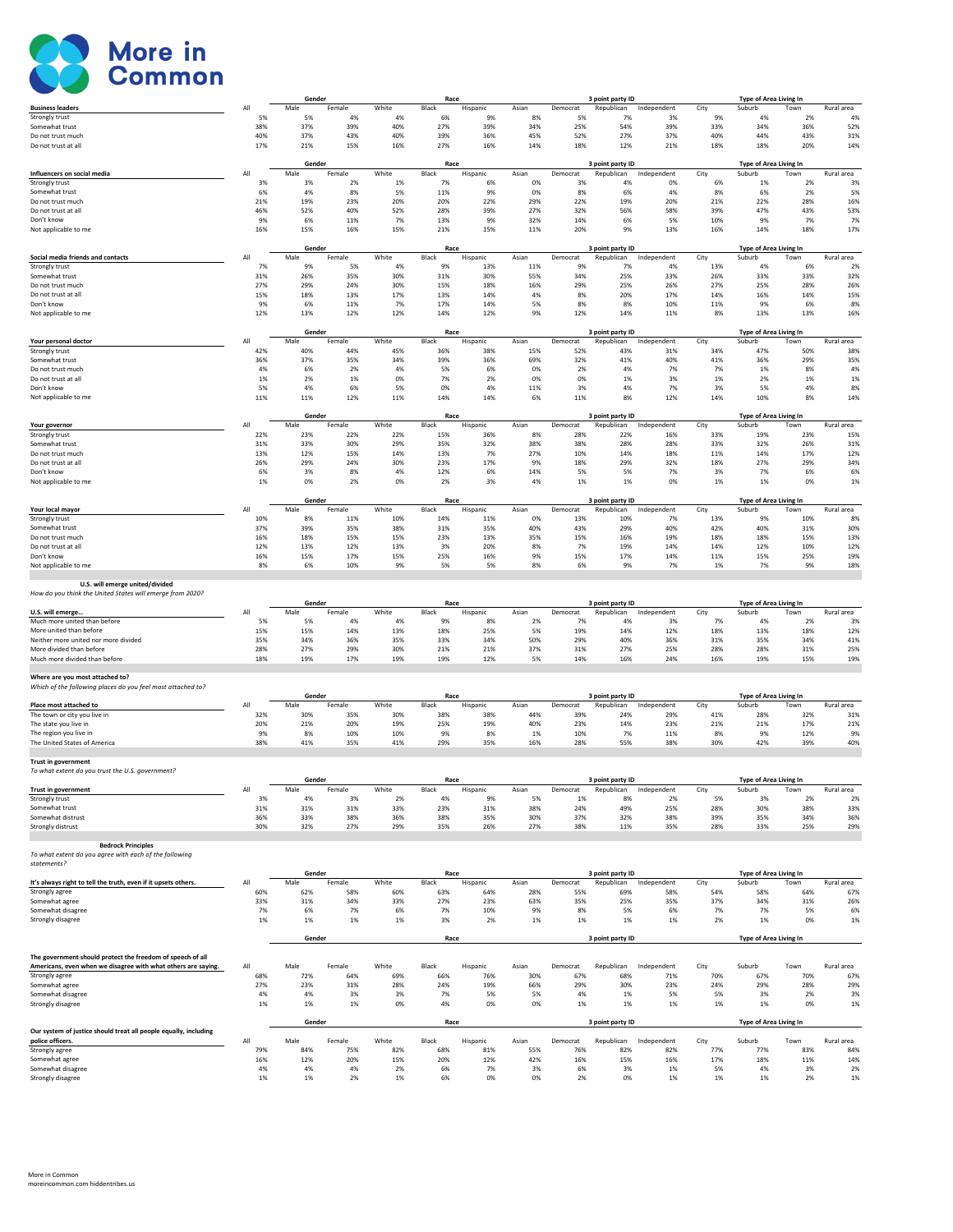# More in Common

| Business leaders | All | Male | Female | White | Black | Hispanic | Asian | Democrat | Republican | Independent | City | Suburb | Town | Rural area |
|---|---|---|---|---|---|---|---|---|---|---|---|---|---|---|
| | | Gender | | Race | | | | 3 point party ID | | | Type of Area Living In | | | |
| Strongly trust | 5% | 5% | 4% | 4% | 6% | 9% | 8% | 5% | 7% | 3% | 9% | 4% | 2% | 4% |
| Somewhat trust | 38% | 37% | 39% | 40% | 27% | 39% | 34% | 25% | 54% | 39% | 33% | 34% | 36% | 52% |
| Do not trust much | 40% | 37% | 43% | 40% | 39% | 36% | 45% | 52% | 27% | 37% | 40% | 44% | 43% | 31% |
| Do not trust at all | 17% | 21% | 15% | 16% | 27% | 16% | 14% | 18% | 12% | 21% | 18% | 18% | 20% | 14% |

| Influencers on social media | All | Male | Female | White | Black | Hispanic | Asian | Democrat | Republican | Independent | City | Suburb | Town | Rural area |
|---|---|---|---|---|---|---|---|---|---|---|---|---|---|---|
| | | Gender | | Race | | | | 3 point party ID | | | Type of Area Living In | | | |
| Strongly trust | 3% | 3% | 2% | 1% | 7% | 6% | 0% | 3% | 4% | 0% | 6% | 1% | 2% | 3% |
| Somewhat trust | 6% | 4% | 8% | 5% | 11% | 9% | 0% | 8% | 6% | 4% | 8% | 6% | 2% | 5% |
| Do not trust much | 21% | 19% | 23% | 20% | 20% | 22% | 29% | 22% | 19% | 20% | 21% | 22% | 28% | 16% |
| Do not trust at all | 46% | 52% | 40% | 52% | 28% | 39% | 27% | 32% | 56% | 58% | 39% | 47% | 43% | 53% |
| Don't know | 9% | 6% | 11% | 7% | 13% | 9% | 32% | 14% | 6% | 5% | 10% | 9% | 7% | 7% |
| Not applicable to me | 16% | 15% | 16% | 15% | 21% | 15% | 11% | 20% | 9% | 13% | 16% | 14% | 18% | 17% |

| Social media friends and contacts | All | Male | Female | White | Black | Hispanic | Asian | Democrat | Republican | Independent | City | Suburb | Town | Rural area |
|---|---|---|---|---|---|---|---|---|---|---|---|---|---|---|
| | | Gender | | Race | | | | 3 point party ID | | | Type of Area Living In | | | |
| Strongly trust | 7% | 9% | 5% | 4% | 9% | 13% | 11% | 9% | 7% | 4% | 13% | 4% | 6% | 2% |
| Somewhat trust | 31% | 26% | 35% | 30% | 31% | 30% | 55% | 34% | 25% | 33% | 26% | 33% | 33% | 32% |
| Do not trust much | 27% | 29% | 24% | 30% | 15% | 18% | 16% | 29% | 25% | 26% | 27% | 25% | 28% | 26% |
| Do not trust at all | 15% | 18% | 13% | 17% | 13% | 14% | 4% | 8% | 20% | 17% | 14% | 16% | 14% | 15% |
| Don't know | 9% | 6% | 11% | 7% | 17% | 14% | 5% | 8% | 8% | 10% | 11% | 9% | 6% | 8% |
| Not applicable to me | 12% | 13% | 12% | 12% | 14% | 12% | 9% | 12% | 14% | 11% | 8% | 13% | 13% | 16% |

| Your personal doctor | All | Male | Female | White | Black | Hispanic | Asian | Democrat | Republican | Independent | City | Suburb | Town | Rural area |
|---|---|---|---|---|---|---|---|---|---|---|---|---|---|---|
| | | Gender | | Race | | | | 3 point party ID | | | Type of Area Living In | | | |
| Strongly trust | 42% | 40% | 44% | 45% | 36% | 38% | 15% | 52% | 43% | 31% | 34% | 47% | 50% | 38% |
| Somewhat trust | 36% | 37% | 35% | 34% | 39% | 36% | 69% | 32% | 41% | 40% | 41% | 36% | 29% | 35% |
| Do not trust much | 4% | 6% | 2% | 4% | 5% | 6% | 0% | 2% | 4% | 7% | 7% | 1% | 8% | 4% |
| Do not trust at all | 1% | 2% | 1% | 0% | 7% | 2% | 0% | 0% | 1% | 3% | 1% | 2% | 1% | 1% |
| Don't know | 5% | 4% | 6% | 5% | 0% | 4% | 11% | 3% | 4% | 7% | 3% | 5% | 4% | 8% |
| Not applicable to me | 11% | 11% | 12% | 11% | 14% | 14% | 6% | 11% | 8% | 12% | 14% | 10% | 8% | 14% |

| Your governor | All | Male | Female | White | Black | Hispanic | Asian | Democrat | Republican | Independent | City | Suburb | Town | Rural area |
|---|---|---|---|---|---|---|---|---|---|---|---|---|---|---|
| | | Gender | | Race | | | | 3 point party ID | | | Type of Area Living In | | | |
| Strongly trust | 22% | 23% | 22% | 22% | 15% | 36% | 8% | 28% | 22% | 16% | 33% | 19% | 23% | 15% |
| Somewhat trust | 31% | 33% | 30% | 29% | 35% | 32% | 38% | 38% | 28% | 28% | 33% | 32% | 26% | 31% |
| Do not trust much | 13% | 12% | 15% | 14% | 13% | 7% | 27% | 10% | 14% | 18% | 11% | 14% | 17% | 12% |
| Do not trust at all | 26% | 29% | 24% | 30% | 23% | 17% | 9% | 18% | 29% | 32% | 18% | 27% | 29% | 34% |
| Don't know | 6% | 3% | 8% | 4% | 12% | 6% | 14% | 5% | 5% | 7% | 3% | 7% | 6% | 6% |
| Not applicable to me | 1% | 0% | 2% | 0% | 2% | 3% | 4% | 1% | 1% | 0% | 1% | 1% | 0% | 1% |

| Your local mayor | All | Male | Female | White | Black | Hispanic | Asian | Democrat | Republican | Independent | City | Suburb | Town | Rural area |
|---|---|---|---|---|---|---|---|---|---|---|---|---|---|---|
| | | Gender | | Race | | | | 3 point party ID | | | Type of Area Living In | | | |
| Strongly trust | 10% | 8% | 11% | 10% | 14% | 11% | 0% | 13% | 10% | 7% | 13% | 9% | 10% | 8% |
| Somewhat trust | 37% | 39% | 35% | 38% | 31% | 35% | 40% | 43% | 29% | 40% | 42% | 40% | 31% | 30% |
| Do not trust much | 16% | 18% | 15% | 15% | 23% | 13% | 35% | 15% | 16% | 19% | 18% | 18% | 15% | 13% |
| Do not trust at all | 12% | 13% | 12% | 13% | 3% | 20% | 8% | 7% | 19% | 14% | 14% | 12% | 10% | 12% |
| Don't know | 16% | 15% | 17% | 15% | 25% | 16% | 9% | 15% | 17% | 14% | 11% | 15% | 25% | 19% |
| Not applicable to me | 8% | 6% | 10% | 9% | 5% | 5% | 8% | 6% | 9% | 7% | 1% | 7% | 9% | 18% |

**U.S. will emerge united/divided**

*How do you think the United States will emerge from 2020?*

| U.S. will emerge... | All | Male | Female | White | Black | Hispanic | Asian | Democrat | Republican | Independent | City | Suburb | Town | Rural area |
|---|---|---|---|---|---|---|---|---|---|---|---|---|---|---|
| | | Gender | | Race | | | | 3 point party ID | | | Type of Area Living In | | | |
| Much more united than before | 5% | 5% | 4% | 4% | 9% | 8% | 2% | 7% | 4% | 3% | 7% | 4% | 2% | 3% |
| More united than before | 15% | 15% | 14% | 13% | 18% | 25% | 5% | 19% | 14% | 12% | 18% | 13% | 18% | 12% |
| Neither more united nor more divided | 35% | 34% | 36% | 35% | 33% | 34% | 50% | 29% | 40% | 36% | 31% | 35% | 34% | 41% |
| More divided than before | 28% | 27% | 29% | 30% | 21% | 21% | 37% | 31% | 27% | 25% | 28% | 28% | 31% | 25% |
| Much more divided than before | 18% | 19% | 17% | 19% | 19% | 12% | 5% | 14% | 16% | 24% | 16% | 19% | 15% | 19% |

**Where are you most attached to?**

*Which of the following places do you feel most attached to?*

| Place most attached to | All | Male | Female | White | Black | Hispanic | Asian | Democrat | Republican | Independent | City | Suburb | Town | Rural area |
|---|---|---|---|---|---|---|---|---|---|---|---|---|---|---|
| | | Gender | | Race | | | | 3 point party ID | | | Type of Area Living In | | | |
| The town or city you live in | 32% | 30% | 35% | 30% | 38% | 38% | 44% | 39% | 24% | 29% | 41% | 28% | 32% | 31% |
| The state you live in | 20% | 21% | 20% | 19% | 25% | 19% | 40% | 23% | 14% | 23% | 21% | 21% | 17% | 21% |
| The region you live in | 9% | 8% | 10% | 10% | 9% | 8% | 1% | 10% | 7% | 11% | 8% | 9% | 12% | 9% |
| The United States of America | 38% | 41% | 35% | 41% | 29% | 35% | 16% | 28% | 55% | 38% | 30% | 42% | 39% | 40% |

**Trust in government**

*To what extent do you trust the U.S. government?*

| Trust in government | All | Male | Female | White | Black | Hispanic | Asian | Democrat | Republican | Independent | City | Suburb | Town | Rural area |
|---|---|---|---|---|---|---|---|---|---|---|---|---|---|---|
| | | Gender | | Race | | | | 3 point party ID | | | Type of Area Living In | | | |
| Strongly trust | 3% | 4% | 3% | 2% | 4% | 9% | 5% | 1% | 8% | 2% | 5% | 3% | 2% | 2% |
| Somewhat trust | 31% | 31% | 31% | 33% | 23% | 31% | 38% | 24% | 49% | 25% | 28% | 30% | 38% | 33% |
| Somewhat distrust | 36% | 33% | 38% | 36% | 38% | 35% | 30% | 37% | 32% | 38% | 39% | 35% | 34% | 36% |
| Strongly distrust | 30% | 32% | 27% | 29% | 35% | 26% | 27% | 38% | 11% | 35% | 28% | 33% | 25% | 29% |

**Bedrock Principles**

*To what extent do you agree with each of the following statements?*

| It's always right to tell the truth, even if it upsets others. | All | Male | Female | White | Black | Hispanic | Asian | Democrat | Republican | Independent | City | Suburb | Town | Rural area |
|---|---|---|---|---|---|---|---|---|---|---|---|---|---|---|
| | | Gender | | Race | | | | 3 point party ID | | | Type of Area Living In | | | |
| Strongly agree | 60% | 62% | 58% | 60% | 63% | 64% | 28% | 55% | 69% | 58% | 54% | 58% | 64% | 67% |
| Somewhat agree | 33% | 31% | 34% | 33% | 27% | 23% | 63% | 35% | 25% | 35% | 37% | 34% | 31% | 26% |
| Somewhat disagree | 7% | 6% | 7% | 6% | 7% | 10% | 9% | 8% | 5% | 6% | 7% | 7% | 5% | 6% |
| Strongly disagree | 1% | 1% | 1% | 1% | 3% | 2% | 1% | 1% | 1% | 1% | 2% | 1% | 0% | 1% |

| The government should protect the freedom of speech of all Americans, even when we disagree with what others are saying. | All | Male | Female | White | Black | Hispanic | Asian | Democrat | Republican | Independent | City | Suburb | Town | Rural area |
|---|---|---|---|---|---|---|---|---|---|---|---|---|---|---|
| | | Gender | | Race | | | | 3 point party ID | | | Type of Area Living In | | | |
| Strongly agree | 68% | 72% | 64% | 69% | 66% | 76% | 30% | 67% | 68% | 71% | 70% | 67% | 70% | 67% |
| Somewhat agree | 27% | 23% | 31% | 28% | 24% | 19% | 66% | 29% | 30% | 23% | 24% | 29% | 28% | 29% |
| Somewhat disagree | 4% | 4% | 3% | 3% | 7% | 5% | 5% | 4% | 1% | 5% | 5% | 3% | 2% | 3% |
| Strongly disagree | 1% | 1% | 1% | 0% | 4% | 0% | 0% | 1% | 1% | 1% | 1% | 1% | 0% | 1% |

| Our system of justice should treat all people equally, including police officers. | All | Male | Female | White | Black | Hispanic | Asian | Democrat | Republican | Independent | City | Suburb | Town | Rural area |
|---|---|---|---|---|---|---|---|---|---|---|---|---|---|---|
| | | Gender | | Race | | | | 3 point party ID | | | Type of Area Living In | | | |
| Strongly agree | 79% | 84% | 75% | 82% | 68% | 81% | 55% | 76% | 82% | 82% | 77% | 77% | 83% | 84% |
| Somewhat agree | 16% | 12% | 20% | 15% | 20% | 12% | 42% | 16% | 15% | 16% | 17% | 18% | 11% | 14% |
| Somewhat disagree | 4% | 4% | 4% | 2% | 6% | 7% | 3% | 6% | 3% | 1% | 5% | 4% | 3% | 2% |
| Strongly disagree | 1% | 1% | 2% | 1% | 6% | 0% | 0% | 2% | 0% | 1% | 1% | 1% | 2% | 1% |

More in Common
moreincommon.com hiddentribes.us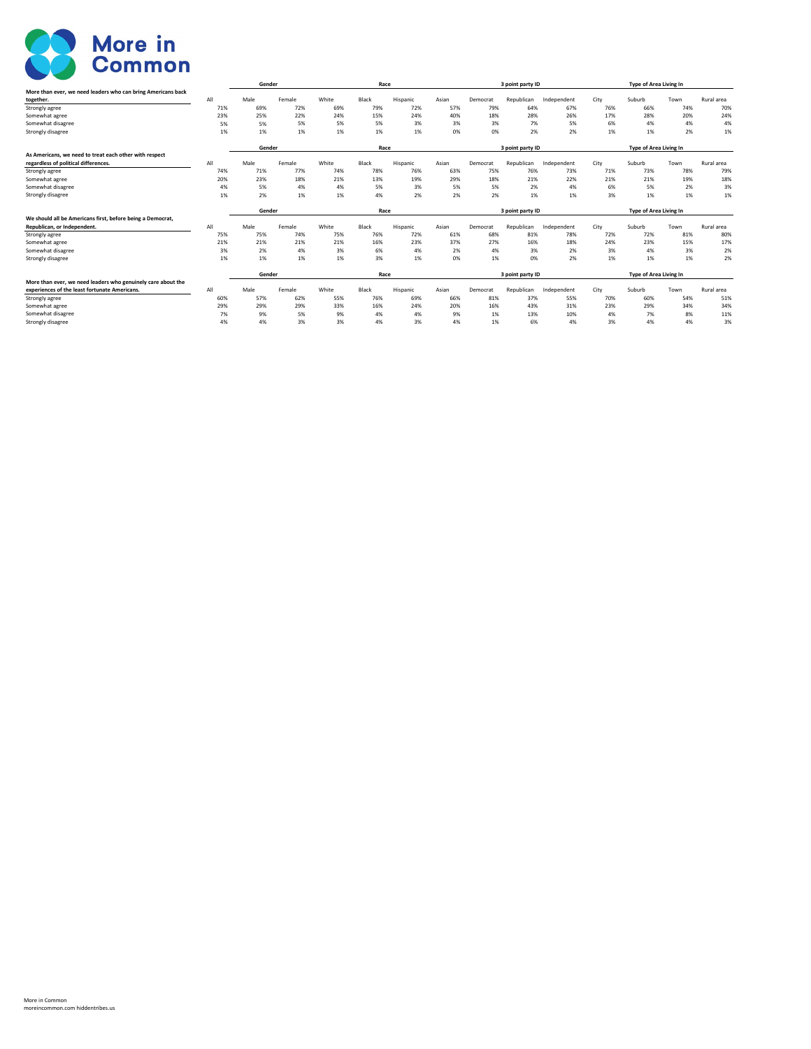# More in Common

| More than ever, we need leaders who can bring Americans back together. | All | Gender | | Race | | | | 3 point party ID | | | Type of Area Living In | | | |
|---|---|---|---|---|---|---|---|---|---|---|---|---|---|---|
| | | Male | Female | White | Black | Hispanic | Asian | Democrat | Republican | Independent | City | Suburb | Town | Rural area |
| Strongly agree | 71% | 69% | 72% | 69% | 79% | 72% | 57% | 79% | 64% | 67% | 76% | 66% | 74% | 70% |
| Somewhat agree | 23% | 25% | 22% | 24% | 15% | 24% | 40% | 18% | 28% | 26% | 17% | 28% | 20% | 24% |
| Somewhat disagree | 5% | 5% | 5% | 5% | 5% | 3% | 3% | 3% | 7% | 5% | 6% | 4% | 4% | 4% |
| Strongly disagree | 1% | 1% | 1% | 1% | 1% | 1% | 0% | 0% | 2% | 2% | 1% | 1% | 2% | 1% |

| As Americans, we need to treat each other with respect regardless of political differences. | All | Gender | | Race | | | | 3 point party ID | | | Type of Area Living In | | | |
|---|---|---|---|---|---|---|---|---|---|---|---|---|---|---|
| | | Male | Female | White | Black | Hispanic | Asian | Democrat | Republican | Independent | City | Suburb | Town | Rural area |
| Strongly agree | 74% | 71% | 77% | 74% | 78% | 76% | 63% | 75% | 76% | 73% | 71% | 73% | 78% | 79% |
| Somewhat agree | 20% | 23% | 18% | 21% | 13% | 19% | 29% | 18% | 21% | 22% | 21% | 21% | 19% | 18% |
| Somewhat disagree | 4% | 5% | 4% | 4% | 5% | 3% | 5% | 5% | 2% | 4% | 6% | 5% | 2% | 3% |
| Strongly disagree | 1% | 2% | 1% | 1% | 4% | 2% | 2% | 2% | 1% | 1% | 3% | 1% | 1% | 1% |

| We should all be Americans first, before being a Democrat, Republican, or Independent. | All | Gender | | Race | | | | 3 point party ID | | | Type of Area Living In | | | |
|---|---|---|---|---|---|---|---|---|---|---|---|---|---|---|
| | | Male | Female | White | Black | Hispanic | Asian | Democrat | Republican | Independent | City | Suburb | Town | Rural area |
| Strongly agree | 75% | 75% | 74% | 75% | 76% | 72% | 61% | 68% | 81% | 78% | 72% | 72% | 81% | 80% |
| Somewhat agree | 21% | 21% | 21% | 21% | 16% | 23% | 37% | 27% | 16% | 18% | 24% | 23% | 15% | 17% |
| Somewhat disagree | 3% | 2% | 4% | 3% | 6% | 4% | 2% | 4% | 3% | 2% | 3% | 4% | 3% | 2% |
| Strongly disagree | 1% | 1% | 1% | 1% | 3% | 1% | 0% | 1% | 0% | 2% | 1% | 1% | 1% | 2% |

| More than ever, we need leaders who genuinely care about the experiences of the least fortunate Americans. | All | Gender | | Race | | | | 3 point party ID | | | Type of Area Living In | | | |
|---|---|---|---|---|---|---|---|---|---|---|---|---|---|---|
| | | Male | Female | White | Black | Hispanic | Asian | Democrat | Republican | Independent | City | Suburb | Town | Rural area |
| Strongly agree | 60% | 57% | 62% | 55% | 76% | 69% | 66% | 81% | 37% | 55% | 70% | 60% | 54% | 51% |
| Somewhat agree | 29% | 29% | 29% | 33% | 16% | 24% | 20% | 16% | 43% | 31% | 23% | 29% | 34% | 34% |
| Somewhat disagree | 7% | 9% | 5% | 9% | 4% | 4% | 9% | 1% | 13% | 10% | 4% | 7% | 8% | 11% |
| Strongly disagree | 4% | 4% | 3% | 3% | 4% | 3% | 4% | 1% | 6% | 4% | 3% | 4% | 4% | 3% |

More in Common
moreincommon.com hiddentribes.us